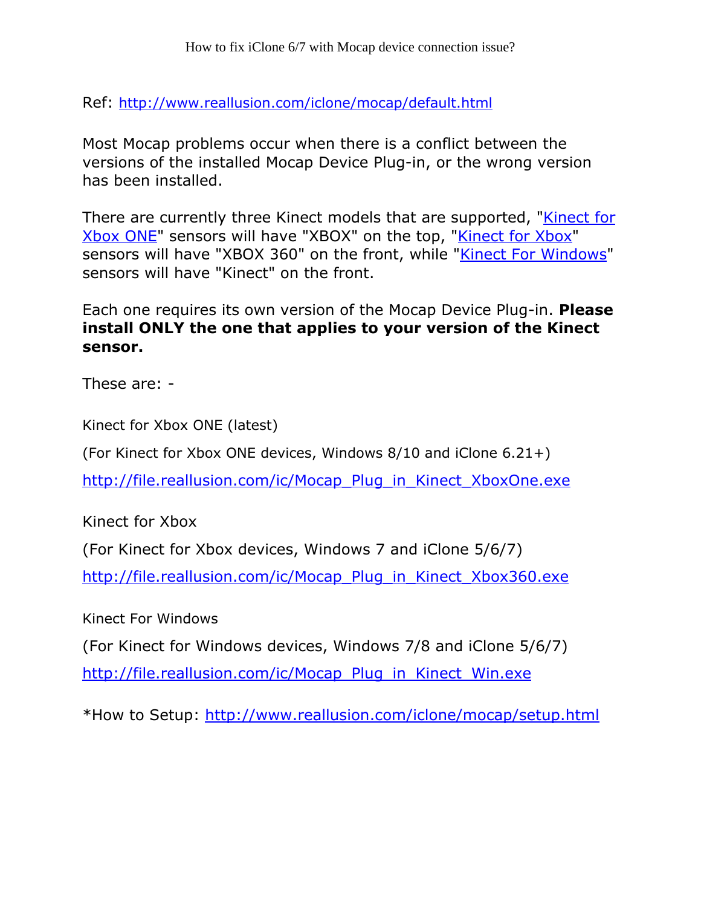# How to fix iClone 6/7 with Mocap device connection issue?

Ref: http://www.reallusion.com/iclone/mocap/default.html

Most Mocap problems occur when there is a conflict between the versions of the installed Mocap Device Plug-in, or the wrong version has been installed.

There are currently three Kinect models that are supported, "Kinect for Xbox ONE" sensors will have "XBOX" on the top, "Kinect for Xbox" sensors will have "XBOX 360" on the front, while "Kinect For Windows" sensors will have "Kinect" on the front.

Each one requires its own version of the Mocap Device Plug-in. **Please install ONLY the one that applies to your version of the Kinect sensor.**

These are: -

Kinect for Xbox ONE (latest)

(For Kinect for Xbox ONE devices, Windows 8/10 and iClone 6.21+)

http://file.reallusion.com/ic/Mocap_Plug_in_Kinect_XboxOne.exe

Kinect for Xbox

(For Kinect for Xbox devices, Windows 7 and iClone 5/6/7)

http://file.reallusion.com/ic/Mocap_Plug_in_Kinect_Xbox360.exe

Kinect For Windows

(For Kinect for Windows devices, Windows 7/8 and iClone 5/6/7)

http://file.reallusion.com/ic/Mocap_Plug_in_Kinect_Win.exe

*How to Setup: http://www.reallusion.com/iclone/mocap/setup.html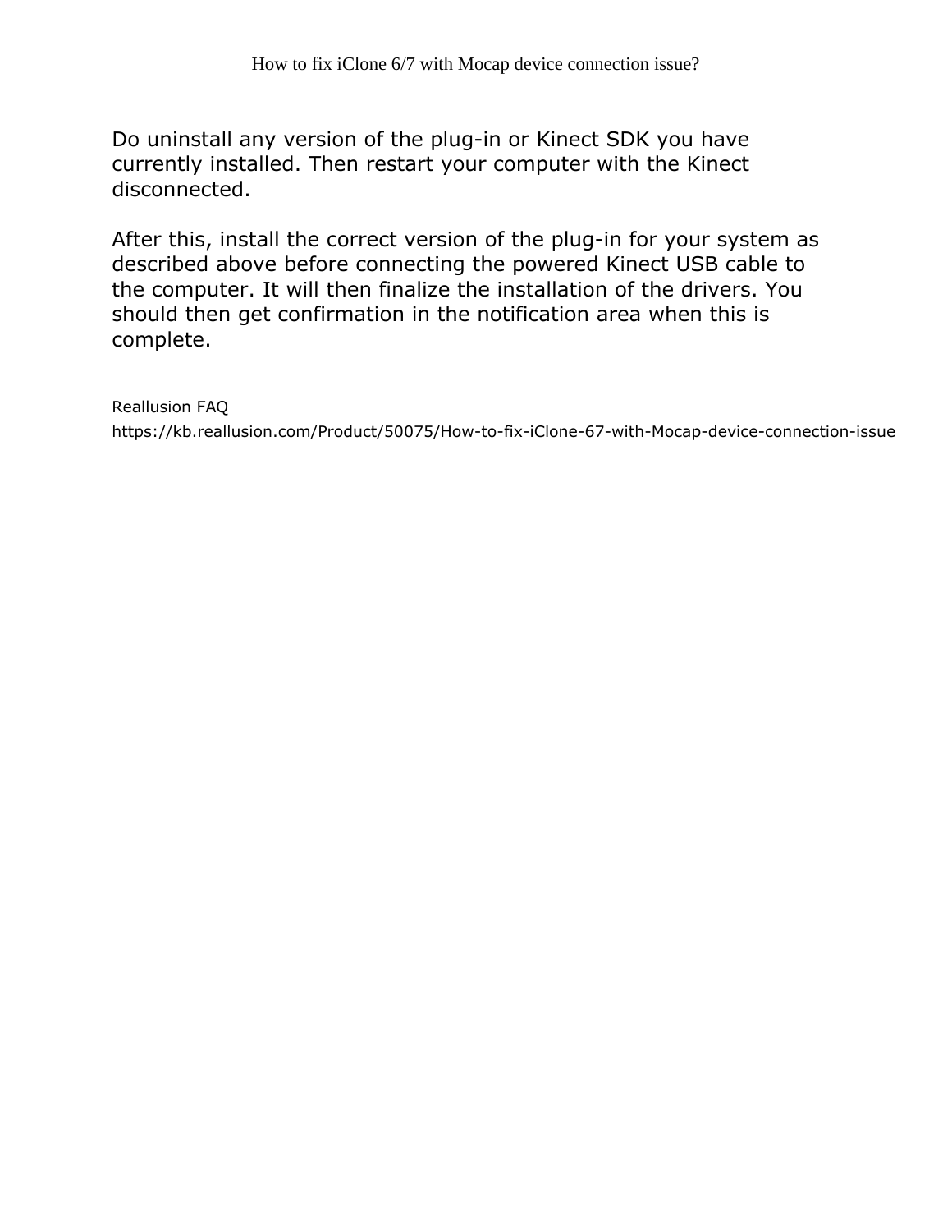Do uninstall any version of the plug-in or Kinect SDK you have currently installed. Then restart your computer with the Kinect disconnected.

After this, install the correct version of the plug-in for your system as described above before connecting the powered Kinect USB cable to the computer. It will then finalize the installation of the drivers. You should then get confirmation in the notification area when this is complete.

Reallusion FAQ
https://kb.reallusion.com/Product/50075/How-to-fix-iClone-67-with-Mocap-device-connection-issue